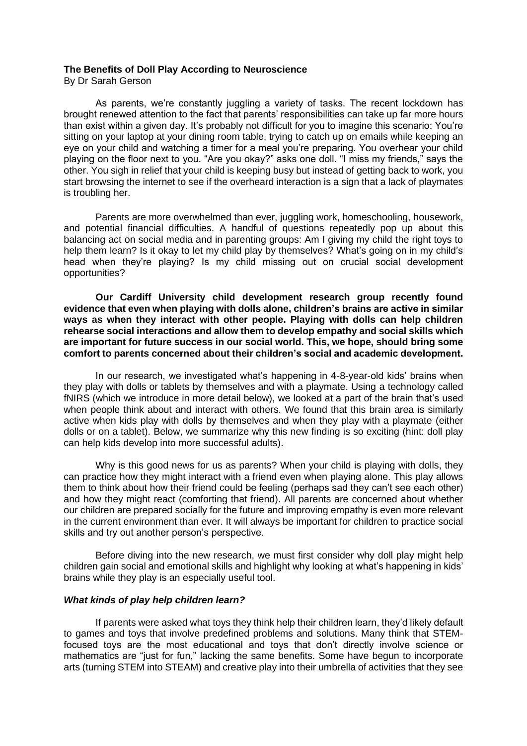**The Benefits of Doll Play According to Neuroscience**

By Dr Sarah Gerson

As parents, we're constantly juggling a variety of tasks. The recent lockdown has brought renewed attention to the fact that parents' responsibilities can take up far more hours than exist within a given day. It's probably not difficult for you to imagine this scenario: You're sitting on your laptop at your dining room table, trying to catch up on emails while keeping an eye on your child and watching a timer for a meal you're preparing. You overhear your child playing on the floor next to you. "Are you okay?" asks one doll. "I miss my friends," says the other. You sigh in relief that your child is keeping busy but instead of getting back to work, you start browsing the internet to see if the overheard interaction is a sign that a lack of playmates is troubling her.

Parents are more overwhelmed than ever, juggling work, homeschooling, housework, and potential financial difficulties. A handful of questions repeatedly pop up about this balancing act on social media and in parenting groups: Am I giving my child the right toys to help them learn? Is it okay to let my child play by themselves? What's going on in my child's head when they're playing? Is my child missing out on crucial social development opportunities?

**Our Cardiff University child development research group recently found evidence that even when playing with dolls alone, children's brains are active in similar ways as when they interact with other people. Playing with dolls can help children rehearse social interactions and allow them to develop empathy and social skills which are important for future success in our social world. This, we hope, should bring some comfort to parents concerned about their children's social and academic development.**

In our research, we investigated what's happening in 4-8-year-old kids' brains when they play with dolls or tablets by themselves and with a playmate. Using a technology called fNIRS (which we introduce in more detail below), we looked at a part of the brain that's used when people think about and interact with others. We found that this brain area is similarly active when kids play with dolls by themselves and when they play with a playmate (either dolls or on a tablet). Below, we summarize why this new finding is so exciting (hint: doll play can help kids develop into more successful adults).

Why is this good news for us as parents? When your child is playing with dolls, they can practice how they might interact with a friend even when playing alone. This play allows them to think about how their friend could be feeling (perhaps sad they can't see each other) and how they might react (comforting that friend). All parents are concerned about whether our children are prepared socially for the future and improving empathy is even more relevant in the current environment than ever. It will always be important for children to practice social skills and try out another person's perspective.

Before diving into the new research, we must first consider why doll play might help children gain social and emotional skills and highlight why looking at what's happening in kids' brains while they play is an especially useful tool.

### *What kinds of play help children learn?*

If parents were asked what toys they think help their children learn, they'd likely default to games and toys that involve predefined problems and solutions. Many think that STEM-focused toys are the most educational and toys that don't directly involve science or mathematics are "just for fun," lacking the same benefits. Some have begun to incorporate arts (turning STEM into STEAM) and creative play into their umbrella of activities that they see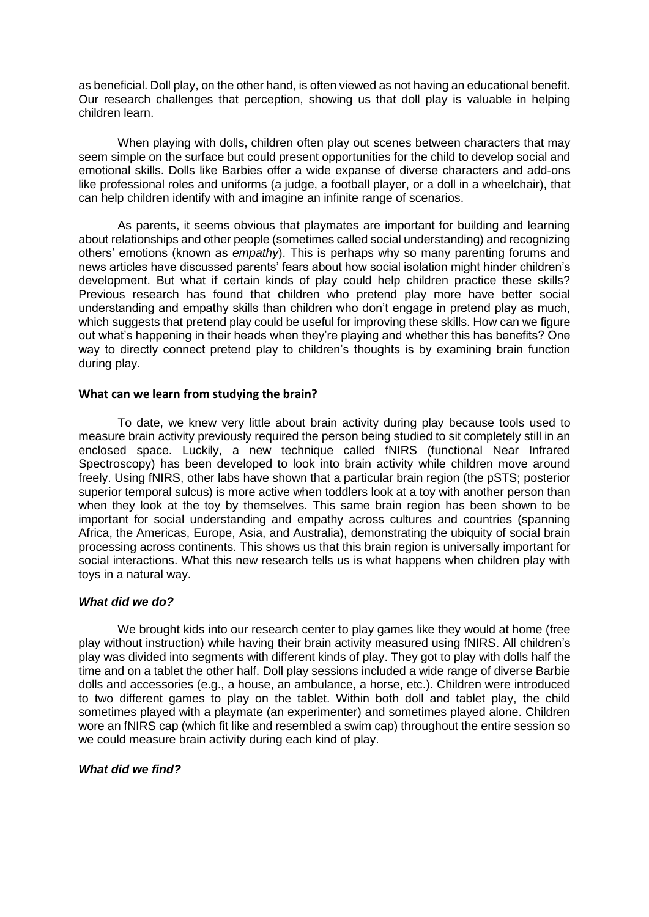as beneficial. Doll play, on the other hand, is often viewed as not having an educational benefit. Our research challenges that perception, showing us that doll play is valuable in helping children learn.

When playing with dolls, children often play out scenes between characters that may seem simple on the surface but could present opportunities for the child to develop social and emotional skills. Dolls like Barbies offer a wide expanse of diverse characters and add-ons like professional roles and uniforms (a judge, a football player, or a doll in a wheelchair), that can help children identify with and imagine an infinite range of scenarios.

As parents, it seems obvious that playmates are important for building and learning about relationships and other people (sometimes called social understanding) and recognizing others' emotions (known as *empathy*). This is perhaps why so many parenting forums and news articles have discussed parents' fears about how social isolation might hinder children's development. But what if certain kinds of play could help children practice these skills? Previous research has found that children who pretend play more have better social understanding and empathy skills than children who don't engage in pretend play as much, which suggests that pretend play could be useful for improving these skills. How can we figure out what's happening in their heads when they're playing and whether this has benefits? One way to directly connect pretend play to children's thoughts is by examining brain function during play.

**What can we learn from studying the brain?**

To date, we knew very little about brain activity during play because tools used to measure brain activity previously required the person being studied to sit completely still in an enclosed space. Luckily, a new technique called fNIRS (functional Near Infrared Spectroscopy) has been developed to look into brain activity while children move around freely. Using fNIRS, other labs have shown that a particular brain region (the pSTS; posterior superior temporal sulcus) is more active when toddlers look at a toy with another person than when they look at the toy by themselves. This same brain region has been shown to be important for social understanding and empathy across cultures and countries (spanning Africa, the Americas, Europe, Asia, and Australia), demonstrating the ubiquity of social brain processing across continents. This shows us that this brain region is universally important for social interactions. What this new research tells us is what happens when children play with toys in a natural way.

***What did we do?***

We brought kids into our research center to play games like they would at home (free play without instruction) while having their brain activity measured using fNIRS. All children's play was divided into segments with different kinds of play. They got to play with dolls half the time and on a tablet the other half. Doll play sessions included a wide range of diverse Barbie dolls and accessories (e.g., a house, an ambulance, a horse, etc.). Children were introduced to two different games to play on the tablet. Within both doll and tablet play, the child sometimes played with a playmate (an experimenter) and sometimes played alone. Children wore an fNIRS cap (which fit like and resembled a swim cap) throughout the entire session so we could measure brain activity during each kind of play.

***What did we find?***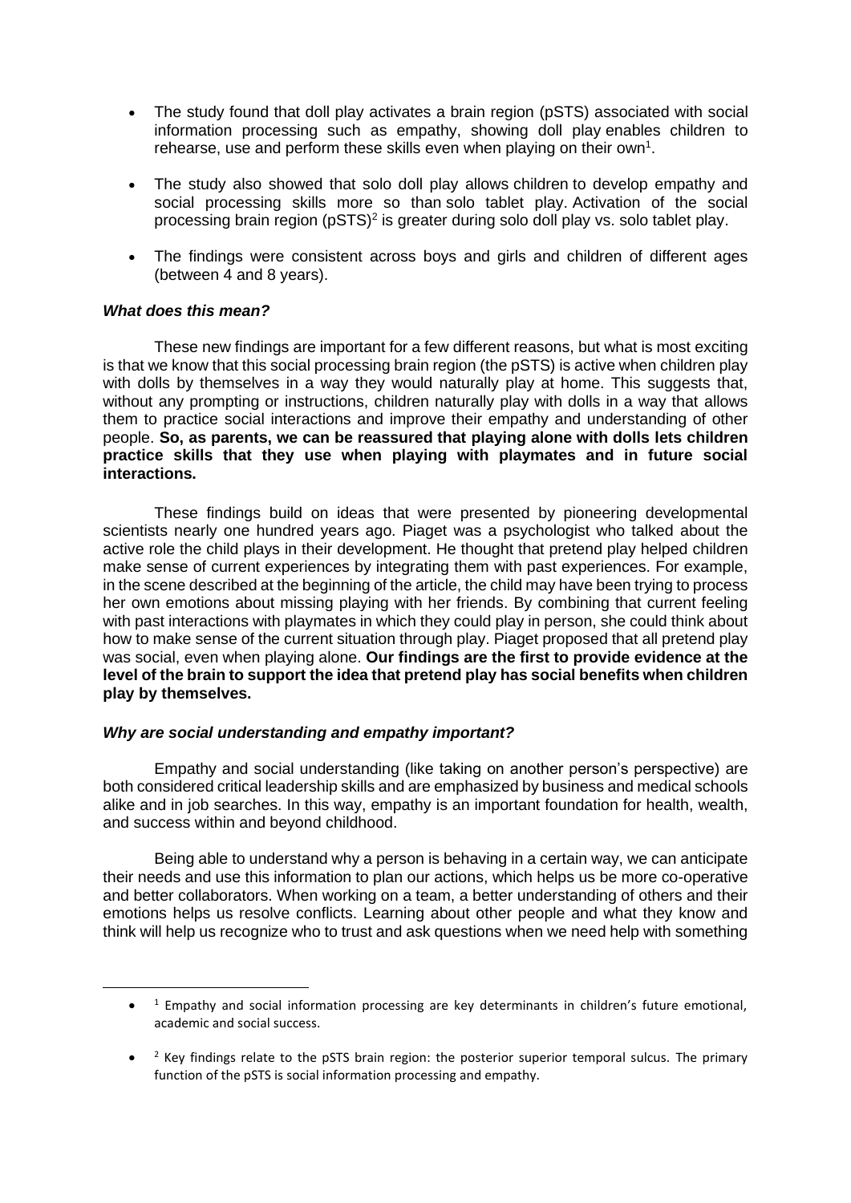- The study found that doll play activates a brain region (pSTS) associated with social information processing such as empathy, showing doll play enables children to rehearse, use and perform these skills even when playing on their own[1].

- The study also showed that solo doll play allows children to develop empathy and social processing skills more so than solo tablet play. Activation of the social processing brain region (pSTS)[2] is greater during solo doll play vs. solo tablet play.

- The findings were consistent across boys and girls and children of different ages (between 4 and 8 years).

### *What does this mean?*

These new findings are important for a few different reasons, but what is most exciting is that we know that this social processing brain region (the pSTS) is active when children play with dolls by themselves in a way they would naturally play at home. This suggests that, without any prompting or instructions, children naturally play with dolls in a way that allows them to practice social interactions and improve their empathy and understanding of other people. **So, as parents, we can be reassured that playing alone with dolls lets children practice skills that they use when playing with playmates and in future social interactions.**

These findings build on ideas that were presented by pioneering developmental scientists nearly one hundred years ago. Piaget was a psychologist who talked about the active role the child plays in their development. He thought that pretend play helped children make sense of current experiences by integrating them with past experiences. For example, in the scene described at the beginning of the article, the child may have been trying to process her own emotions about missing playing with her friends. By combining that current feeling with past interactions with playmates in which they could play in person, she could think about how to make sense of the current situation through play. Piaget proposed that all pretend play was social, even when playing alone. **Our findings are the first to provide evidence at the level of the brain to support the idea that pretend play has social benefits when children play by themselves.**

### *Why are social understanding and empathy important?*

Empathy and social understanding (like taking on another person's perspective) are both considered critical leadership skills and are emphasized by business and medical schools alike and in job searches. In this way, empathy is an important foundation for health, wealth, and success within and beyond childhood.

Being able to understand why a person is behaving in a certain way, we can anticipate their needs and use this information to plan our actions, which helps us be more co-operative and better collaborators. When working on a team, a better understanding of others and their emotions helps us resolve conflicts. Learning about other people and what they know and think will help us recognize who to trust and ask questions when we need help with something

---

- [1] Empathy and social information processing are key determinants in children's future emotional, academic and social success.

- [2] Key findings relate to the pSTS brain region: the posterior superior temporal sulcus. The primary function of the pSTS is social information processing and empathy.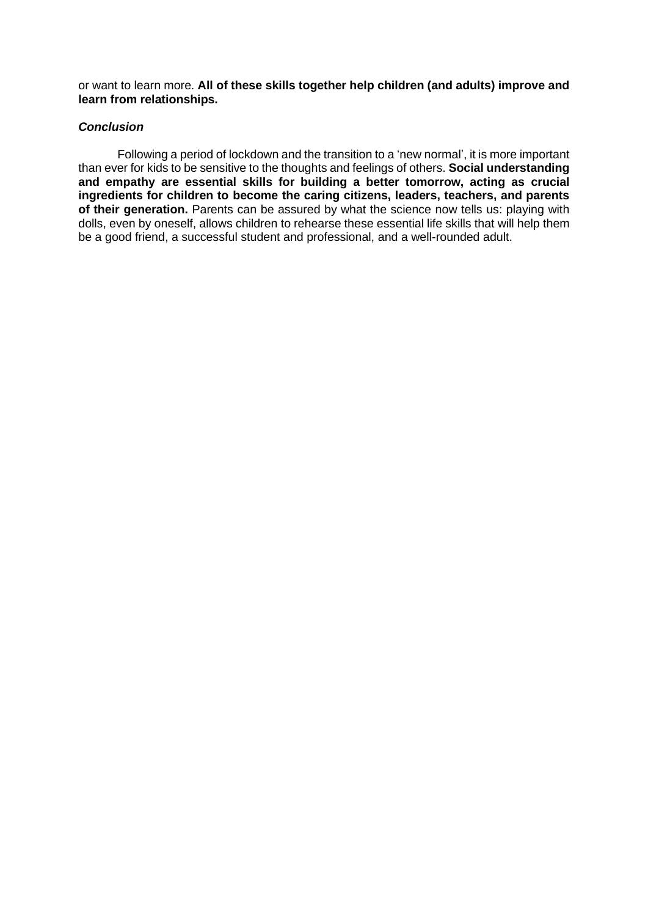or want to learn more. **All of these skills together help children (and adults) improve and learn from relationships.**

### *Conclusion*

Following a period of lockdown and the transition to a 'new normal', it is more important than ever for kids to be sensitive to the thoughts and feelings of others. **Social understanding and empathy are essential skills for building a better tomorrow, acting as crucial ingredients for children to become the caring citizens, leaders, teachers, and parents of their generation.** Parents can be assured by what the science now tells us: playing with dolls, even by oneself, allows children to rehearse these essential life skills that will help them be a good friend, a successful student and professional, and a well-rounded adult.